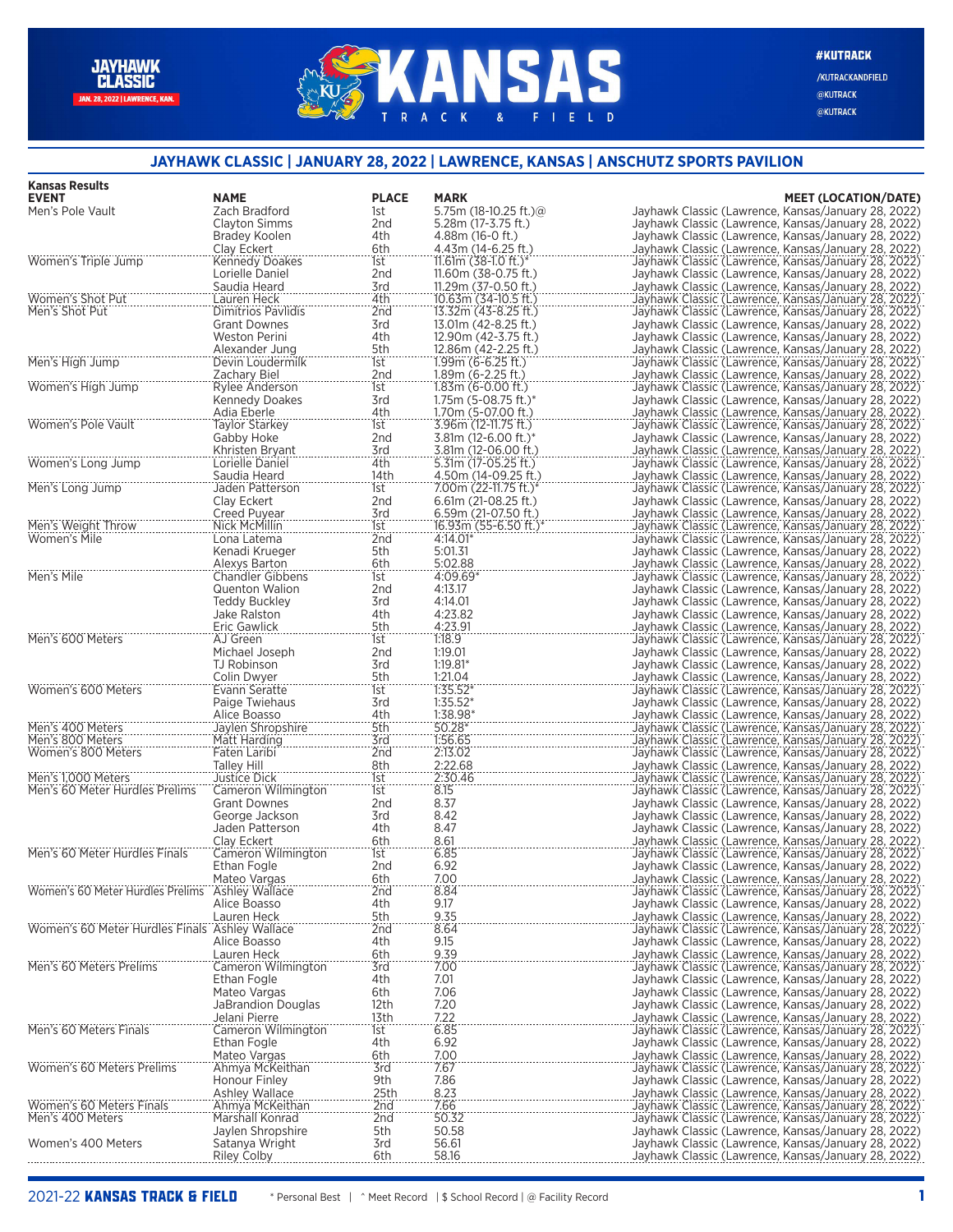## JAYHAWK CLASSIC | JANUARY 28, 2022 | LAWRENCE, KANSAS | ANSCHUTZ SPORTS PAVILION

**Kansas Results**

| EVENT | NAME | PLACE | MARK | MEET (LOCATION/DATE) |
|---|---|---|---|---|
| Men's Pole Vault | Zach Bradford | 1st | 5.75m (18-10.25 ft.)@ | Jayhawk Classic (Lawrence, Kansas/January 28, 2022) |
| | Clayton Simms | 2nd | 5.28m (17-3.75 ft.) | Jayhawk Classic (Lawrence, Kansas/January 28, 2022) |
| | Bradey Koolen | 4th | 4.88m (16-0 ft.) | Jayhawk Classic (Lawrence, Kansas/January 28, 2022) |
| | Clay Eckert | 6th | 4.43m (14-6.25 ft.) | Jayhawk Classic (Lawrence, Kansas/January 28, 2022) |
| Women's Triple Jump | Kennedy Doakes | 1st | 11.61m (38-1.0 ft.)* | Jayhawk Classic (Lawrence, Kansas/January 28, 2022) |
| | Lorielle Daniel | 2nd | 11.60m (38-0.75 ft.) | Jayhawk Classic (Lawrence, Kansas/January 28, 2022) |
| | Saudia Heard | 3rd | 11.29m (37-0.50 ft.) | Jayhawk Classic (Lawrence, Kansas/January 28, 2022) |
| Women's Shot Put | Lauren Heck | 4th | 10.63m (34-10.5 ft.) | Jayhawk Classic (Lawrence, Kansas/January 28, 2022) |
| Men's Shot Put | Dimitrios Pavlidis | 2nd | 13.32m (43-8.25 ft.) | Jayhawk Classic (Lawrence, Kansas/January 28, 2022) |
| | Grant Downes | 3rd | 13.01m (42-8.25 ft.) | Jayhawk Classic (Lawrence, Kansas/January 28, 2022) |
| | Weston Perini | 4th | 12.90m (42-3.75 ft.) | Jayhawk Classic (Lawrence, Kansas/January 28, 2022) |
| | Alexander Jung | 5th | 12.86m (42-2.25 ft.) | Jayhawk Classic (Lawrence, Kansas/January 28, 2022) |
| Men's High Jump | Devin Loudermilk | 1st | 1.99m (6-6.25 ft.) | Jayhawk Classic (Lawrence, Kansas/January 28, 2022) |
| | Zachary Biel | 2nd | 1.89m (6-2.25 ft.) | Jayhawk Classic (Lawrence, Kansas/January 28, 2022) |
| Women's High Jump | Rylee Anderson | 1st | 1.83m (6-0.00 ft.) | Jayhawk Classic (Lawrence, Kansas/January 28, 2022) |
| | Kennedy Doakes | 3rd | 1.75m (5-08.75 ft.)* | Jayhawk Classic (Lawrence, Kansas/January 28, 2022) |
| | Adia Eberle | 4th | 1.70m (5-07.00 ft.) | Jayhawk Classic (Lawrence, Kansas/January 28, 2022) |
| Women's Pole Vault | Taylor Starkey | 1st | 3.96m (12-11.75 ft.) | Jayhawk Classic (Lawrence, Kansas/January 28, 2022) |
| | Gabby Hoke | 2nd | 3.81m (12-6.00 ft.)* | Jayhawk Classic (Lawrence, Kansas/January 28, 2022) |
| | Khristen Bryant | 3rd | 3.81m (12-06.00 ft.) | Jayhawk Classic (Lawrence, Kansas/January 28, 2022) |
| Women's Long Jump | Lorielle Daniel | 4th | 5.31m (17-05.25 ft.) | Jayhawk Classic (Lawrence, Kansas/January 28, 2022) |
| | Saudia Heard | 14th | 4.50m (14-09.25 ft.) | Jayhawk Classic (Lawrence, Kansas/January 28, 2022) |
| Men's Long Jump | Jaden Patterson | 1st | 7.00m (22-11.75 ft.)* | Jayhawk Classic (Lawrence, Kansas/January 28, 2022) |
| | Clay Eckert | 2nd | 6.61m (21-08.25 ft.) | Jayhawk Classic (Lawrence, Kansas/January 28, 2022) |
| | Creed Puyear | 3rd | 6.59m (21-07.50 ft.) | Jayhawk Classic (Lawrence, Kansas/January 28, 2022) |
| Men's Weight Throw | Nick McMillin | 1st | 16.93m (55-6.50 ft.)* | Jayhawk Classic (Lawrence, Kansas/January 28, 2022) |
| Women's Mile | Lona Latema | 2nd | 4:14.01* | Jayhawk Classic (Lawrence, Kansas/January 28, 2022) |
| | Kenadi Krueger | 5th | 5:01.31 | Jayhawk Classic (Lawrence, Kansas/January 28, 2022) |
| | Alexys Barton | 6th | 5:02.88 | Jayhawk Classic (Lawrence, Kansas/January 28, 2022) |
| Men's Mile | Chandler Gibbens | 1st | 4:09.69* | Jayhawk Classic (Lawrence, Kansas/January 28, 2022) |
| | Quenton Walion | 2nd | 4:13.17 | Jayhawk Classic (Lawrence, Kansas/January 28, 2022) |
| | Teddy Buckley | 3rd | 4:14.01 | Jayhawk Classic (Lawrence, Kansas/January 28, 2022) |
| | Jake Ralston | 4th | 4:23.82 | Jayhawk Classic (Lawrence, Kansas/January 28, 2022) |
| | Eric Gawlick | 5th | 4:23.91 | Jayhawk Classic (Lawrence, Kansas/January 28, 2022) |
| Men's 600 Meters | AJ Green | 1st | 1:18.9 | Jayhawk Classic (Lawrence, Kansas/January 28, 2022) |
| | Michael Joseph | 2nd | 1:19.01 | Jayhawk Classic (Lawrence, Kansas/January 28, 2022) |
| | TJ Robinson | 3rd | 1:19.81* | Jayhawk Classic (Lawrence, Kansas/January 28, 2022) |
| | Colin Dwyer | 5th | 1:21.04 | Jayhawk Classic (Lawrence, Kansas/January 28, 2022) |
| Women's 600 Meters | Evann Seratte | 1st | 1:35.52* | Jayhawk Classic (Lawrence, Kansas/January 28, 2022) |
| | Paige Twiehaus | 3rd | 1:35.52* | Jayhawk Classic (Lawrence, Kansas/January 28, 2022) |
| | Alice Boasso | 4th | 1:38.98* | Jayhawk Classic (Lawrence, Kansas/January 28, 2022) |
| Men's 400 Meters | Jaylen Shropshire | 5th | 50.28* | Jayhawk Classic (Lawrence, Kansas/January 28, 2022) |
| Men's 800 Meters | Matt Harding | 3rd | 1:56.65 | Jayhawk Classic (Lawrence, Kansas/January 28, 2022) |
| Women's 800 Meters | Faten Laribi | 2nd | 2:13.02 | Jayhawk Classic (Lawrence, Kansas/January 28, 2022) |
| | Talley Hill | 8th | 2:22.68 | Jayhawk Classic (Lawrence, Kansas/January 28, 2022) |
| Men's 1,000 Meters | Justice Dick | 1st | 2:30.46 | Jayhawk Classic (Lawrence, Kansas/January 28, 2022) |
| Men's 60 Meter Hurdles Prelims | Cameron Wilmington | 1st | 8.15 | Jayhawk Classic (Lawrence, Kansas/January 28, 2022) |
| | Grant Downes | 2nd | 8.37 | Jayhawk Classic (Lawrence, Kansas/January 28, 2022) |
| | George Jackson | 3rd | 8.42 | Jayhawk Classic (Lawrence, Kansas/January 28, 2022) |
| | Jaden Patterson | 4th | 8.47 | Jayhawk Classic (Lawrence, Kansas/January 28, 2022) |
| | Clay Eckert | 6th | 8.61 | Jayhawk Classic (Lawrence, Kansas/January 28, 2022) |
| Men's 60 Meter Hurdles Finals | Cameron Wilmington | 1st | 6.85 | Jayhawk Classic (Lawrence, Kansas/January 28, 2022) |
| | Ethan Fogle | 2nd | 6.92 | Jayhawk Classic (Lawrence, Kansas/January 28, 2022) |
| | Mateo Vargas | 6th | 7.00 | Jayhawk Classic (Lawrence, Kansas/January 28, 2022) |
| Women's 60 Meter Hurdles Prelims | Ashley Wallace | 2nd | 8.84 | Jayhawk Classic (Lawrence, Kansas/January 28, 2022) |
| | Alice Boasso | 4th | 9.17 | Jayhawk Classic (Lawrence, Kansas/January 28, 2022) |
| | Lauren Heck | 5th | 9.35 | Jayhawk Classic (Lawrence, Kansas/January 28, 2022) |
| Women's 60 Meter Hurdles Finals | Ashley Wallace | 2nd | 8.64 | Jayhawk Classic (Lawrence, Kansas/January 28, 2022) |
| | Alice Boasso | 4th | 9.15 | Jayhawk Classic (Lawrence, Kansas/January 28, 2022) |
| | Lauren Heck | 6th | 9.39 | Jayhawk Classic (Lawrence, Kansas/January 28, 2022) |
| Men's 60 Meters Prelims | Cameron Wilmington | 3rd | 7.00 | Jayhawk Classic (Lawrence, Kansas/January 28, 2022) |
| | Ethan Fogle | 4th | 7.01 | Jayhawk Classic (Lawrence, Kansas/January 28, 2022) |
| | Mateo Vargas | 6th | 7.06 | Jayhawk Classic (Lawrence, Kansas/January 28, 2022) |
| | JaBrandion Douglas | 12th | 7.20 | Jayhawk Classic (Lawrence, Kansas/January 28, 2022) |
| | Jelani Pierre | 13th | 7.22 | Jayhawk Classic (Lawrence, Kansas/January 28, 2022) |
| Men's 60 Meters Finals | Cameron Wilmington | 1st | 6.85 | Jayhawk Classic (Lawrence, Kansas/January 28, 2022) |
| | Ethan Fogle | 4th | 6.92 | Jayhawk Classic (Lawrence, Kansas/January 28, 2022) |
| | Mateo Vargas | 6th | 7.00 | Jayhawk Classic (Lawrence, Kansas/January 28, 2022) |
| Women's 60 Meters Prelims | Ahmya McKeithan | 3rd | 7.67 | Jayhawk Classic (Lawrence, Kansas/January 28, 2022) |
| | Honour Finley | 9th | 7.86 | Jayhawk Classic (Lawrence, Kansas/January 28, 2022) |
| | Ashley Wallace | 25th | 8.23 | Jayhawk Classic (Lawrence, Kansas/January 28, 2022) |
| Women's 60 Meters Finals | Ahmya McKeithan | 2nd | 7.66 | Jayhawk Classic (Lawrence, Kansas/January 28, 2022) |
| Men's 400 Meters | Marshall Konrad | 2nd | 50.32 | Jayhawk Classic (Lawrence, Kansas/January 28, 2022) |
| | Jaylen Shropshire | 5th | 50.58 | Jayhawk Classic (Lawrence, Kansas/January 28, 2022) |
| Women's 400 Meters | Satanya Wright | 3rd | 56.61 | Jayhawk Classic (Lawrence, Kansas/January 28, 2022) |
| | Riley Colby | 6th | 58.16 | Jayhawk Classic (Lawrence, Kansas/January 28, 2022) |

\* Personal Best | ^ Meet Record | $ School Record | @ Facility Record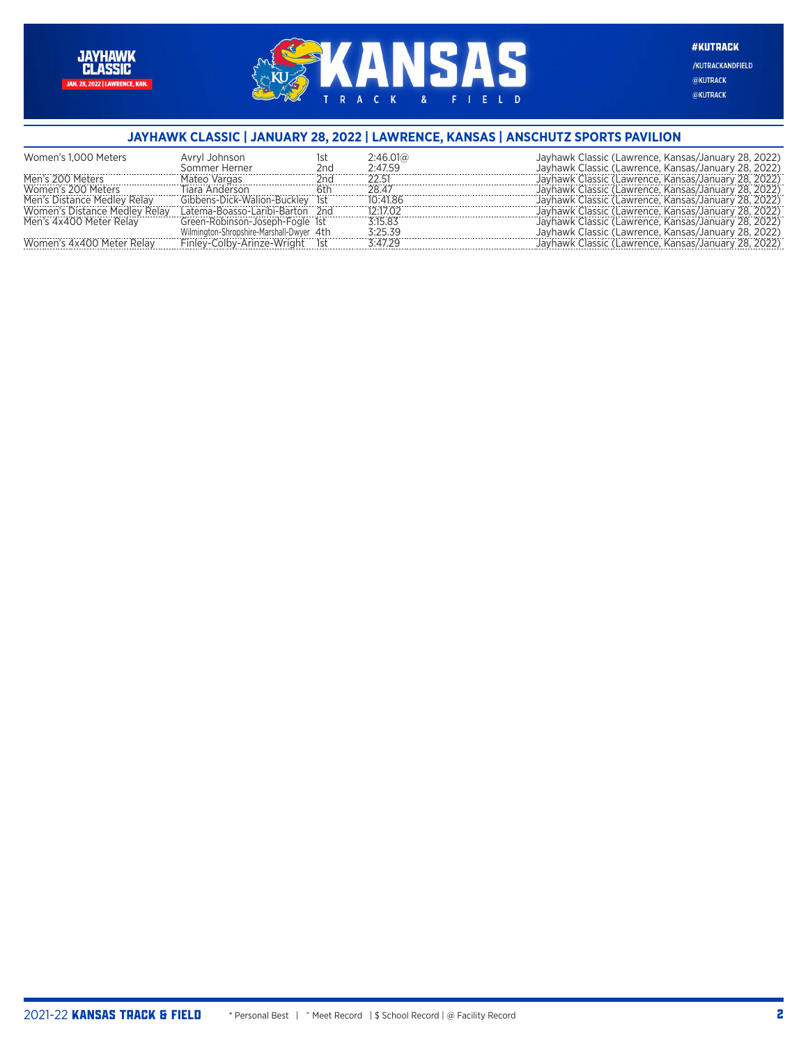## JAYHAWK CLASSIC | JANUARY 28, 2022 | LAWRENCE, KANSAS | ANSCHUTZ SPORTS PAVILION

| | | | | |
|---|---|---|---|---|
| Women's 1,000 Meters | Avryl Johnson | 1st | 2:46.01@ | Jayhawk Classic (Lawrence, Kansas/January 28, 2022) |
| | Sommer Herner | 2nd | 2:47.59 | Jayhawk Classic (Lawrence, Kansas/January 28, 2022) |
| Men's 200 Meters | Mateo Vargas | 2nd | 22.51 | Jayhawk Classic (Lawrence, Kansas/January 28, 2022) |
| Women's 200 Meters | Tiara Anderson | 6th | 28.47 | Jayhawk Classic (Lawrence, Kansas/January 28, 2022) |
| Men's Distance Medley Relay | Gibbens-Dick-Walion-Buckley | 1st | 10:41.86 | Jayhawk Classic (Lawrence, Kansas/January 28, 2022) |
| Women's Distance Medley Relay | Latema-Boasso-Laribi-Barton | 2nd | 12:17.02 | Jayhawk Classic (Lawrence, Kansas/January 28, 2022) |
| Men's 4x400 Meter Relay | Green-Robinson-Joseph-Fogle | 1st | 3:15.83 | Jayhawk Classic (Lawrence, Kansas/January 28, 2022) |
| | Wilmington-Shropshire-Marshall-Dwyer | 4th | 3:25.39 | Jayhawk Classic (Lawrence, Kansas/January 28, 2022) |
| Women's 4x400 Meter Relay | Finley-Colby-Arinze-Wright | 1st | 3:47.29 | Jayhawk Classic (Lawrence, Kansas/January 28, 2022) |

* Personal Best | ^ Meet Record | $ School Record | @ Facility Record